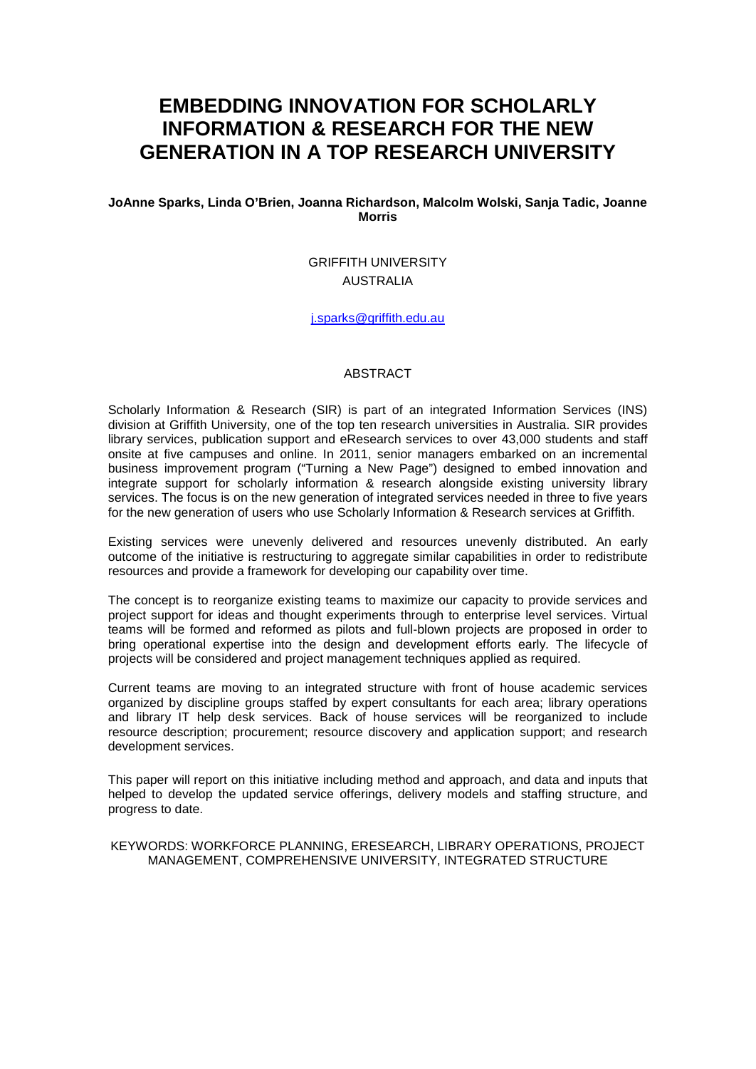# EMBEDDING INNOVATION FOR SCHOLARLY INFORMATION & RESEARCH FOR THE NEW GENERATION IN A TOP RESEARCH UNIVERSITY

**JoAnne Sparks, Linda O'Brien, Joanna Richardson, Malcolm Wolski, Sanja Tadic, Joanne Morris**

GRIFFITH UNIVERSITY
AUSTRALIA

j.sparks@griffith.edu.au

## ABSTRACT

Scholarly Information & Research (SIR) is part of an integrated Information Services (INS) division at Griffith University, one of the top ten research universities in Australia. SIR provides library services, publication support and eResearch services to over 43,000 students and staff onsite at five campuses and online. In 2011, senior managers embarked on an incremental business improvement program ("Turning a New Page") designed to embed innovation and integrate support for scholarly information & research alongside existing university library services. The focus is on the new generation of integrated services needed in three to five years for the new generation of users who use Scholarly Information & Research services at Griffith.

Existing services were unevenly delivered and resources unevenly distributed. An early outcome of the initiative is restructuring to aggregate similar capabilities in order to redistribute resources and provide a framework for developing our capability over time.

The concept is to reorganize existing teams to maximize our capacity to provide services and project support for ideas and thought experiments through to enterprise level services. Virtual teams will be formed and reformed as pilots and full-blown projects are proposed in order to bring operational expertise into the design and development efforts early. The lifecycle of projects will be considered and project management techniques applied as required.

Current teams are moving to an integrated structure with front of house academic services organized by discipline groups staffed by expert consultants for each area; library operations and library IT help desk services. Back of house services will be reorganized to include resource description; procurement; resource discovery and application support; and research development services.

This paper will report on this initiative including method and approach, and data and inputs that helped to develop the updated service offerings, delivery models and staffing structure, and progress to date.

KEYWORDS: WORKFORCE PLANNING, ERESEARCH, LIBRARY OPERATIONS, PROJECT MANAGEMENT, COMPREHENSIVE UNIVERSITY, INTEGRATED STRUCTURE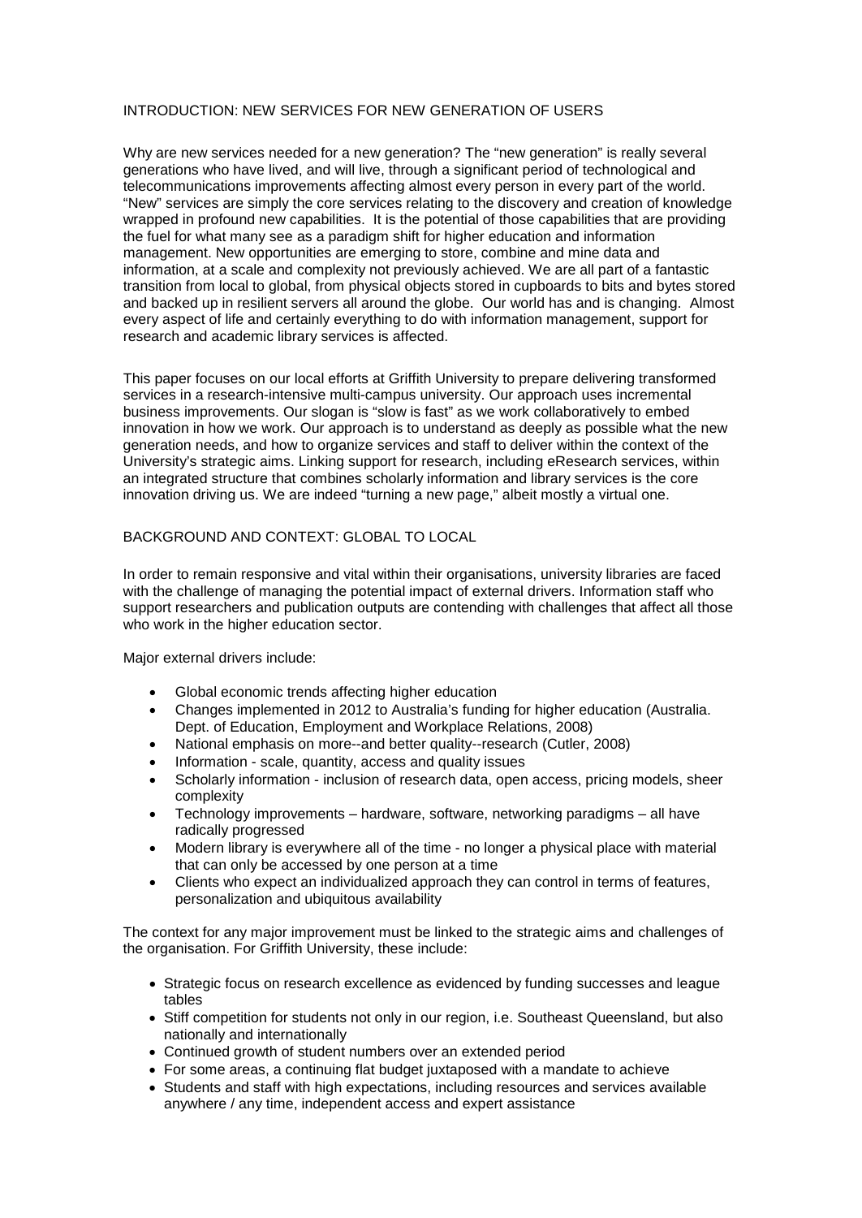## INTRODUCTION: NEW SERVICES FOR NEW GENERATION OF USERS

Why are new services needed for a new generation? The "new generation" is really several generations who have lived, and will live, through a significant period of technological and telecommunications improvements affecting almost every person in every part of the world. "New" services are simply the core services relating to the discovery and creation of knowledge wrapped in profound new capabilities. It is the potential of those capabilities that are providing the fuel for what many see as a paradigm shift for higher education and information management. New opportunities are emerging to store, combine and mine data and information, at a scale and complexity not previously achieved. We are all part of a fantastic transition from local to global, from physical objects stored in cupboards to bits and bytes stored and backed up in resilient servers all around the globe. Our world has and is changing. Almost every aspect of life and certainly everything to do with information management, support for research and academic library services is affected.

This paper focuses on our local efforts at Griffith University to prepare delivering transformed services in a research-intensive multi-campus university. Our approach uses incremental business improvements. Our slogan is "slow is fast" as we work collaboratively to embed innovation in how we work. Our approach is to understand as deeply as possible what the new generation needs, and how to organize services and staff to deliver within the context of the University's strategic aims. Linking support for research, including eResearch services, within an integrated structure that combines scholarly information and library services is the core innovation driving us. We are indeed "turning a new page," albeit mostly a virtual one.

## BACKGROUND AND CONTEXT: GLOBAL TO LOCAL

In order to remain responsive and vital within their organisations, university libraries are faced with the challenge of managing the potential impact of external drivers. Information staff who support researchers and publication outputs are contending with challenges that affect all those who work in the higher education sector.

Major external drivers include:

- Global economic trends affecting higher education
- Changes implemented in 2012 to Australia's funding for higher education (Australia. Dept. of Education, Employment and Workplace Relations, 2008)
- National emphasis on more--and better quality--research (Cutler, 2008)
- Information - scale, quantity, access and quality issues
- Scholarly information - inclusion of research data, open access, pricing models, sheer complexity
- Technology improvements – hardware, software, networking paradigms – all have radically progressed
- Modern library is everywhere all of the time - no longer a physical place with material that can only be accessed by one person at a time
- Clients who expect an individualized approach they can control in terms of features, personalization and ubiquitous availability

The context for any major improvement must be linked to the strategic aims and challenges of the organisation. For Griffith University, these include:

- Strategic focus on research excellence as evidenced by funding successes and league tables
- Stiff competition for students not only in our region, i.e. Southeast Queensland, but also nationally and internationally
- Continued growth of student numbers over an extended period
- For some areas, a continuing flat budget juxtaposed with a mandate to achieve
- Students and staff with high expectations, including resources and services available anywhere / any time, independent access and expert assistance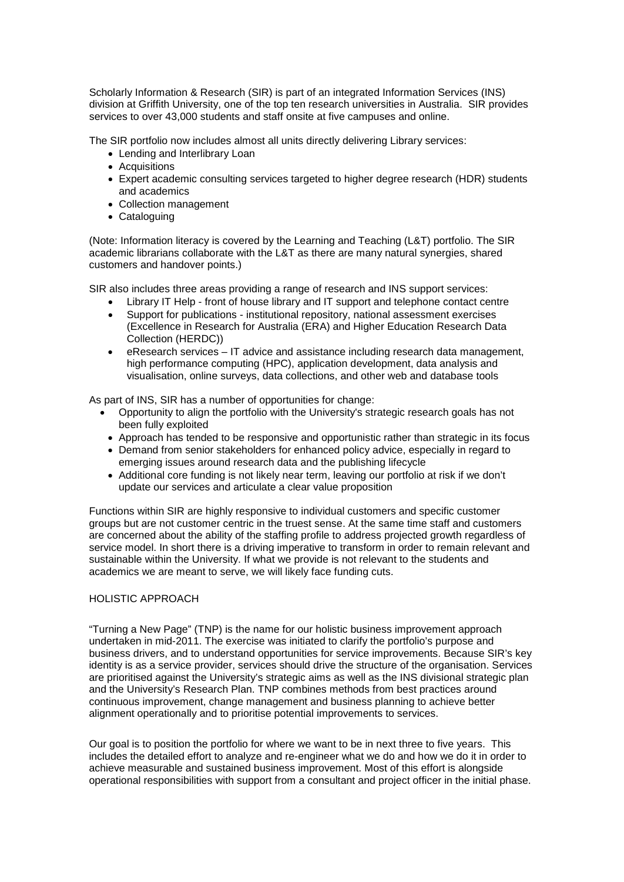Scholarly Information & Research (SIR) is part of an integrated Information Services (INS) division at Griffith University, one of the top ten research universities in Australia. SIR provides services to over 43,000 students and staff onsite at five campuses and online.

The SIR portfolio now includes almost all units directly delivering Library services:

- Lending and Interlibrary Loan
- Acquisitions
- Expert academic consulting services targeted to higher degree research (HDR) students and academics
- Collection management
- Cataloguing

(Note: Information literacy is covered by the Learning and Teaching (L&T) portfolio. The SIR academic librarians collaborate with the L&T as there are many natural synergies, shared customers and handover points.)

SIR also includes three areas providing a range of research and INS support services:

- Library IT Help - front of house library and IT support and telephone contact centre
- Support for publications - institutional repository, national assessment exercises (Excellence in Research for Australia (ERA) and Higher Education Research Data Collection (HERDC))
- eResearch services – IT advice and assistance including research data management, high performance computing (HPC), application development, data analysis and visualisation, online surveys, data collections, and other web and database tools

As part of INS, SIR has a number of opportunities for change:

- Opportunity to align the portfolio with the University's strategic research goals has not been fully exploited
- Approach has tended to be responsive and opportunistic rather than strategic in its focus
- Demand from senior stakeholders for enhanced policy advice, especially in regard to emerging issues around research data and the publishing lifecycle
- Additional core funding is not likely near term, leaving our portfolio at risk if we don't update our services and articulate a clear value proposition

Functions within SIR are highly responsive to individual customers and specific customer groups but are not customer centric in the truest sense. At the same time staff and customers are concerned about the ability of the staffing profile to address projected growth regardless of service model. In short there is a driving imperative to transform in order to remain relevant and sustainable within the University. If what we provide is not relevant to the students and academics we are meant to serve, we will likely face funding cuts.

## HOLISTIC APPROACH

"Turning a New Page" (TNP) is the name for our holistic business improvement approach undertaken in mid-2011. The exercise was initiated to clarify the portfolio's purpose and business drivers, and to understand opportunities for service improvements. Because SIR's key identity is as a service provider, services should drive the structure of the organisation. Services are prioritised against the University's strategic aims as well as the INS divisional strategic plan and the University's Research Plan. TNP combines methods from best practices around continuous improvement, change management and business planning to achieve better alignment operationally and to prioritise potential improvements to services.

Our goal is to position the portfolio for where we want to be in next three to five years. This includes the detailed effort to analyze and re-engineer what we do and how we do it in order to achieve measurable and sustained business improvement. Most of this effort is alongside operational responsibilities with support from a consultant and project officer in the initial phase.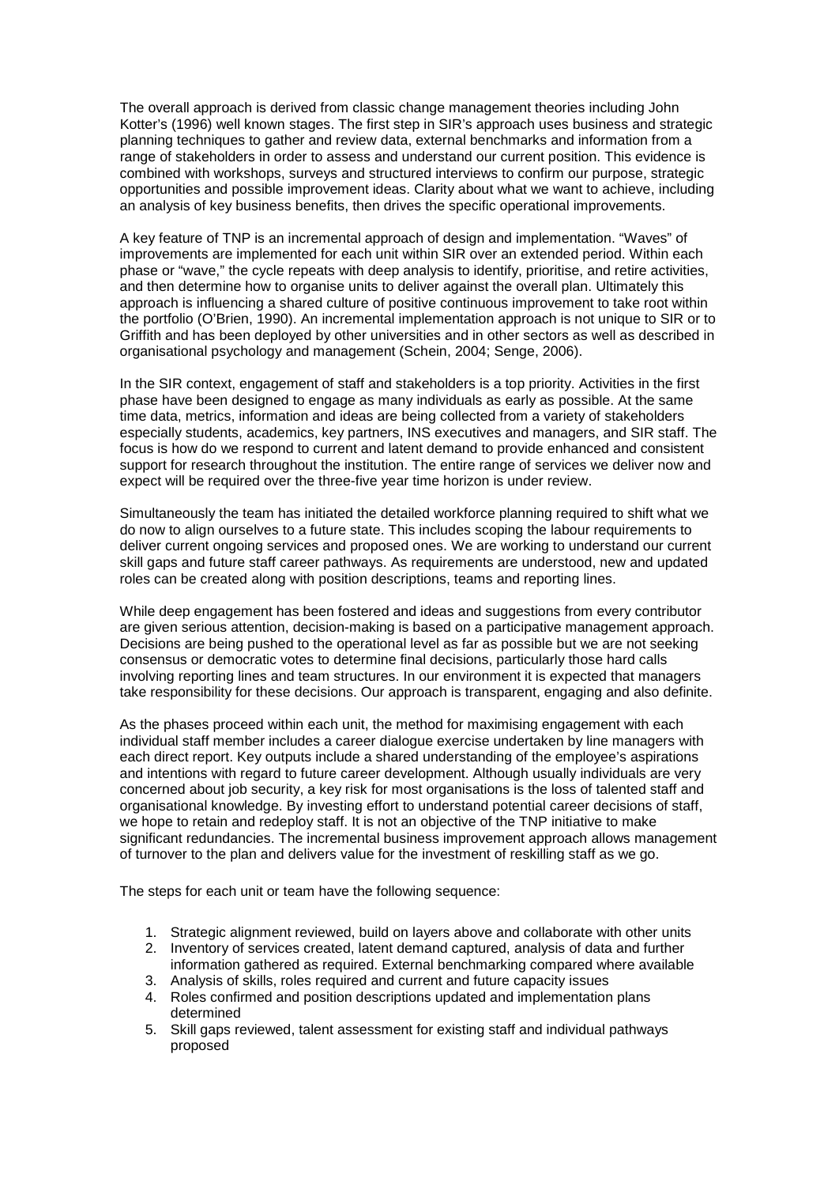The overall approach is derived from classic change management theories including John Kotter's (1996) well known stages. The first step in SIR's approach uses business and strategic planning techniques to gather and review data, external benchmarks and information from a range of stakeholders in order to assess and understand our current position. This evidence is combined with workshops, surveys and structured interviews to confirm our purpose, strategic opportunities and possible improvement ideas. Clarity about what we want to achieve, including an analysis of key business benefits, then drives the specific operational improvements.

A key feature of TNP is an incremental approach of design and implementation. "Waves" of improvements are implemented for each unit within SIR over an extended period. Within each phase or "wave," the cycle repeats with deep analysis to identify, prioritise, and retire activities, and then determine how to organise units to deliver against the overall plan. Ultimately this approach is influencing a shared culture of positive continuous improvement to take root within the portfolio (O'Brien, 1990). An incremental implementation approach is not unique to SIR or to Griffith and has been deployed by other universities and in other sectors as well as described in organisational psychology and management (Schein, 2004; Senge, 2006).

In the SIR context, engagement of staff and stakeholders is a top priority. Activities in the first phase have been designed to engage as many individuals as early as possible. At the same time data, metrics, information and ideas are being collected from a variety of stakeholders especially students, academics, key partners, INS executives and managers, and SIR staff. The focus is how do we respond to current and latent demand to provide enhanced and consistent support for research throughout the institution. The entire range of services we deliver now and expect will be required over the three-five year time horizon is under review.

Simultaneously the team has initiated the detailed workforce planning required to shift what we do now to align ourselves to a future state. This includes scoping the labour requirements to deliver current ongoing services and proposed ones. We are working to understand our current skill gaps and future staff career pathways. As requirements are understood, new and updated roles can be created along with position descriptions, teams and reporting lines.

While deep engagement has been fostered and ideas and suggestions from every contributor are given serious attention, decision-making is based on a participative management approach. Decisions are being pushed to the operational level as far as possible but we are not seeking consensus or democratic votes to determine final decisions, particularly those hard calls involving reporting lines and team structures. In our environment it is expected that managers take responsibility for these decisions. Our approach is transparent, engaging and also definite.

As the phases proceed within each unit, the method for maximising engagement with each individual staff member includes a career dialogue exercise undertaken by line managers with each direct report. Key outputs include a shared understanding of the employee's aspirations and intentions with regard to future career development. Although usually individuals are very concerned about job security, a key risk for most organisations is the loss of talented staff and organisational knowledge. By investing effort to understand potential career decisions of staff, we hope to retain and redeploy staff. It is not an objective of the TNP initiative to make significant redundancies. The incremental business improvement approach allows management of turnover to the plan and delivers value for the investment of reskilling staff as we go.

The steps for each unit or team have the following sequence:

1. Strategic alignment reviewed, build on layers above and collaborate with other units
2. Inventory of services created, latent demand captured, analysis of data and further information gathered as required. External benchmarking compared where available
3. Analysis of skills, roles required and current and future capacity issues
4. Roles confirmed and position descriptions updated and implementation plans determined
5. Skill gaps reviewed, talent assessment for existing staff and individual pathways proposed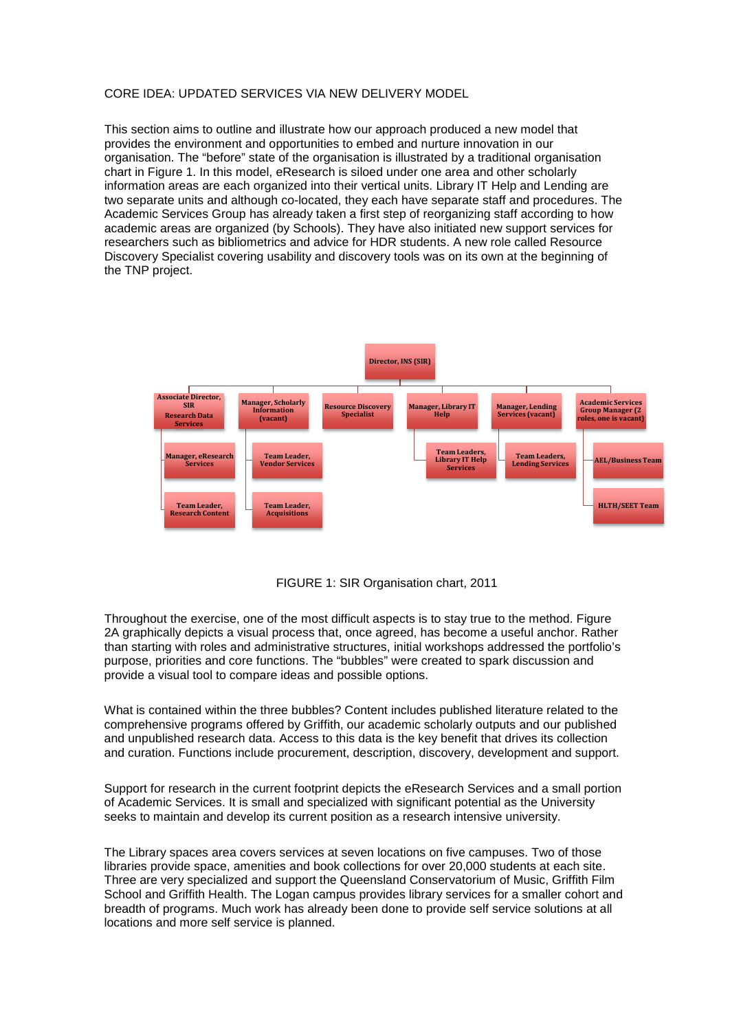CORE IDEA: UPDATED SERVICES VIA NEW DELIVERY MODEL

This section aims to outline and illustrate how our approach produced a new model that provides the environment and opportunities to embed and nurture innovation in our organisation. The "before" state of the organisation is illustrated by a traditional organisation chart in Figure 1. In this model, eResearch is siloed under one area and other scholarly information areas are each organized into their vertical units. Library IT Help and Lending are two separate units and although co-located, they each have separate staff and procedures. The Academic Services Group has already taken a first step of reorganizing staff according to how academic areas are organized (by Schools). They have also initiated new support services for researchers such as bibliometrics and advice for HDR students. A new role called Resource Discovery Specialist covering usability and discovery tools was on its own at the beginning of the TNP project.

- Director, INS (SIR)
  - Associate Director, SIR Research Data Services
    - Manager, eResearch Services
    - Team Leader, Research Content
  - Manager, Scholarly Information (vacant)
    - Team Leader, Vendor Services
    - Team Leader, Acquisitions
  - Resource Discovery Specialist
  - Manager, Library IT Help
    - Team Leaders, Library IT Help Services
  - Manager, Lending Services (vacant)
    - Team Leaders, Lending Services
  - Academic Services Group Manager (2 roles, one is vacant)
    - AEL/Business Team
    - HLTH/SEET Team

FIGURE 1: SIR Organisation chart, 2011

Throughout the exercise, one of the most difficult aspects is to stay true to the method. Figure 2A graphically depicts a visual process that, once agreed, has become a useful anchor. Rather than starting with roles and administrative structures, initial workshops addressed the portfolio's purpose, priorities and core functions. The "bubbles" were created to spark discussion and provide a visual tool to compare ideas and possible options.

What is contained within the three bubbles? Content includes published literature related to the comprehensive programs offered by Griffith, our academic scholarly outputs and our published and unpublished research data. Access to this data is the key benefit that drives its collection and curation. Functions include procurement, description, discovery, development and support.

Support for research in the current footprint depicts the eResearch Services and a small portion of Academic Services. It is small and specialized with significant potential as the University seeks to maintain and develop its current position as a research intensive university.

The Library spaces area covers services at seven locations on five campuses. Two of those libraries provide space, amenities and book collections for over 20,000 students at each site. Three are very specialized and support the Queensland Conservatorium of Music, Griffith Film School and Griffith Health. The Logan campus provides library services for a smaller cohort and breadth of programs. Much work has already been done to provide self service solutions at all locations and more self service is planned.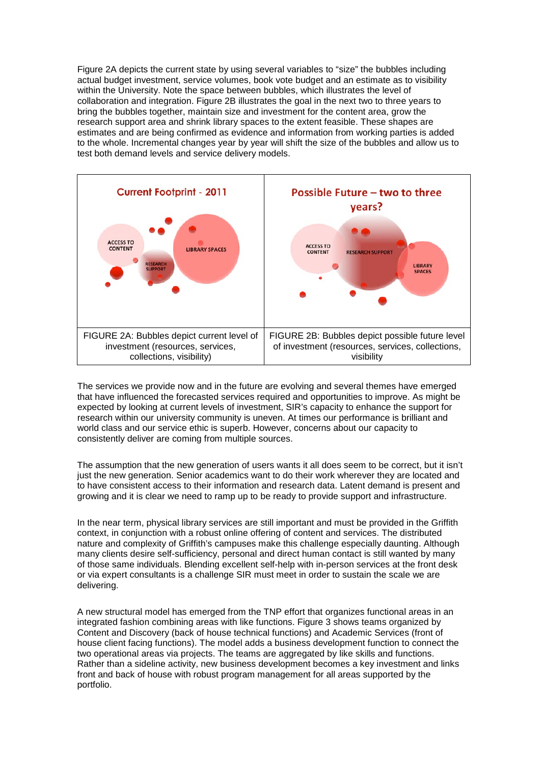Figure 2A depicts the current state by using several variables to "size" the bubbles including actual budget investment, service volumes, book vote budget and an estimate as to visibility within the University. Note the space between bubbles, which illustrates the level of collaboration and integration. Figure 2B illustrates the goal in the next two to three years to bring the bubbles together, maintain size and investment for the content area, grow the research support area and shrink library spaces to the extent feasible. These shapes are estimates and are being confirmed as evidence and information from working parties is added to the whole. Incremental changes year by year will shift the size of the bubbles and allow us to test both demand levels and service delivery models.

| Current Footprint - 2011 | Possible Future – two to three years? |
| --- | --- |
| ACCESS TO CONTENT, LIBRARY SPACES, RESEARCH SUPPORT | ACCESS TO CONTENT, RESEARCH SUPPORT, LIBRARY SPACES |
| FIGURE 2A: Bubbles depict current level of investment (resources, services, collections, visibility) | FIGURE 2B: Bubbles depict possible future level of investment (resources, services, collections, visibility |

The services we provide now and in the future are evolving and several themes have emerged that have influenced the forecasted services required and opportunities to improve. As might be expected by looking at current levels of investment, SIR's capacity to enhance the support for research within our university community is uneven. At times our performance is brilliant and world class and our service ethic is superb. However, concerns about our capacity to consistently deliver are coming from multiple sources.

The assumption that the new generation of users wants it all does seem to be correct, but it isn't just the new generation. Senior academics want to do their work wherever they are located and to have consistent access to their information and research data. Latent demand is present and growing and it is clear we need to ramp up to be ready to provide support and infrastructure.

In the near term, physical library services are still important and must be provided in the Griffith context, in conjunction with a robust online offering of content and services. The distributed nature and complexity of Griffith's campuses make this challenge especially daunting. Although many clients desire self-sufficiency, personal and direct human contact is still wanted by many of those same individuals. Blending excellent self-help with in-person services at the front desk or via expert consultants is a challenge SIR must meet in order to sustain the scale we are delivering.

A new structural model has emerged from the TNP effort that organizes functional areas in an integrated fashion combining areas with like functions. Figure 3 shows teams organized by Content and Discovery (back of house technical functions) and Academic Services (front of house client facing functions). The model adds a business development function to connect the two operational areas via projects. The teams are aggregated by like skills and functions. Rather than a sideline activity, new business development becomes a key investment and links front and back of house with robust program management for all areas supported by the portfolio.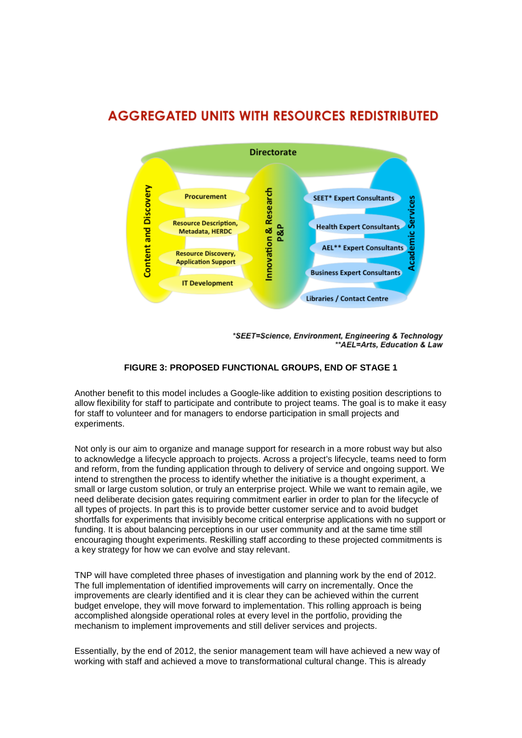## AGGREGATED UNITS WITH RESOURCES REDISTRIBUTED

Directorate

Content and Discovery

- Procurement
- Resource Description, Metadata, HERDC
- Resource Discovery, Application Support
- IT Development

Innovation & Research P&P

Academic Services

- SEET* Expert Consultants
- Health Expert Consultants
- AEL** Expert Consultants
- Business Expert Consultants
- Libraries / Contact Centre

****SEET=Science, Environment, Engineering & Technology***
****AEL=Arts, Education & Law***

**FIGURE 3: PROPOSED FUNCTIONAL GROUPS, END OF STAGE 1**

Another benefit to this model includes a Google-like addition to existing position descriptions to allow flexibility for staff to participate and contribute to project teams. The goal is to make it easy for staff to volunteer and for managers to endorse participation in small projects and experiments.

Not only is our aim to organize and manage support for research in a more robust way but also to acknowledge a lifecycle approach to projects. Across a project's lifecycle, teams need to form and reform, from the funding application through to delivery of service and ongoing support. We intend to strengthen the process to identify whether the initiative is a thought experiment, a small or large custom solution, or truly an enterprise project. While we want to remain agile, we need deliberate decision gates requiring commitment earlier in order to plan for the lifecycle of all types of projects. In part this is to provide better customer service and to avoid budget shortfalls for experiments that invisibly become critical enterprise applications with no support or funding. It is about balancing perceptions in our user community and at the same time still encouraging thought experiments. Reskilling staff according to these projected commitments is a key strategy for how we can evolve and stay relevant.

TNP will have completed three phases of investigation and planning work by the end of 2012. The full implementation of identified improvements will carry on incrementally. Once the improvements are clearly identified and it is clear they can be achieved within the current budget envelope, they will move forward to implementation. This rolling approach is being accomplished alongside operational roles at every level in the portfolio, providing the mechanism to implement improvements and still deliver services and projects.

Essentially, by the end of 2012, the senior management team will have achieved a new way of working with staff and achieved a move to transformational cultural change. This is already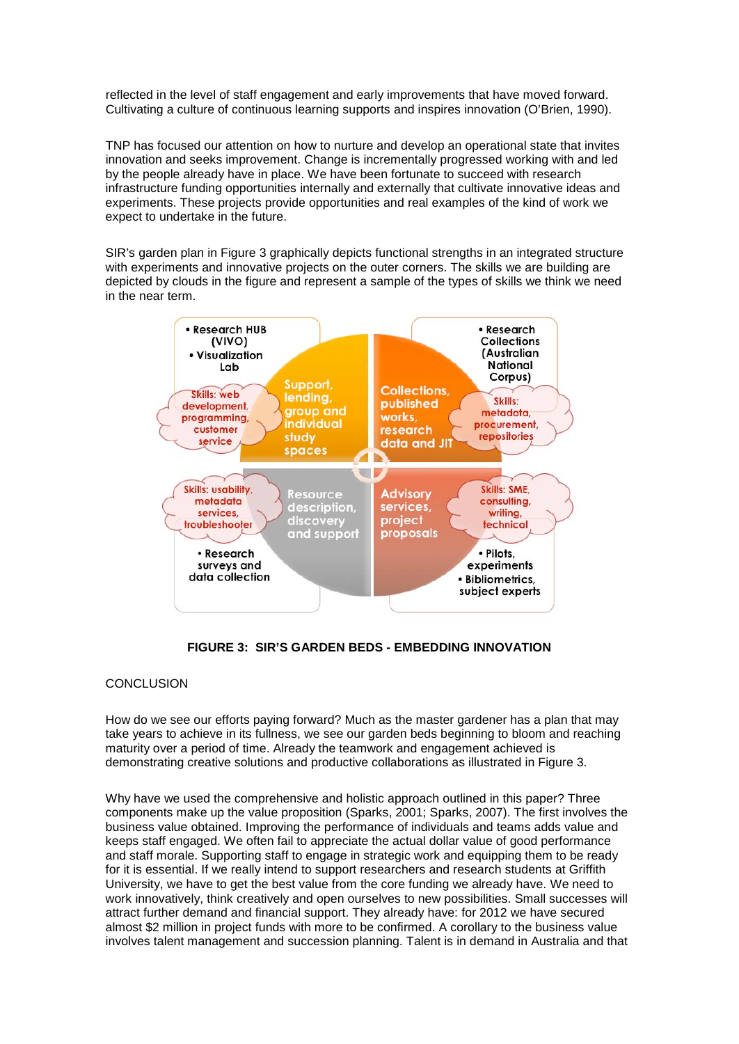reflected in the level of staff engagement and early improvements that have moved forward. Cultivating a culture of continuous learning supports and inspires innovation (O'Brien, 1990).

TNP has focused our attention on how to nurture and develop an operational state that invites innovation and seeks improvement. Change is incrementally progressed working with and led by the people already have in place. We have been fortunate to succeed with research infrastructure funding opportunities internally and externally that cultivate innovative ideas and experiments. These projects provide opportunities and real examples of the kind of work we expect to undertake in the future.

SIR's garden plan in Figure 3 graphically depicts functional strengths in an integrated structure with experiments and innovative projects on the outer corners. The skills we are building are depicted by clouds in the figure and represent a sample of the types of skills we think we need in the near term.

**FIGURE 3: SIR'S GARDEN BEDS - EMBEDDING INNOVATION**

## CONCLUSION

How do we see our efforts paying forward? Much as the master gardener has a plan that may take years to achieve in its fullness, we see our garden beds beginning to bloom and reaching maturity over a period of time. Already the teamwork and engagement achieved is demonstrating creative solutions and productive collaborations as illustrated in Figure 3.

Why have we used the comprehensive and holistic approach outlined in this paper? Three components make up the value proposition (Sparks, 2001; Sparks, 2007). The first involves the business value obtained. Improving the performance of individuals and teams adds value and keeps staff engaged. We often fail to appreciate the actual dollar value of good performance and staff morale. Supporting staff to engage in strategic work and equipping them to be ready for it is essential. If we really intend to support researchers and research students at Griffith University, we have to get the best value from the core funding we already have. We need to work innovatively, think creatively and open ourselves to new possibilities. Small successes will attract further demand and financial support. They already have: for 2012 we have secured almost $2 million in project funds with more to be confirmed. A corollary to the business value involves talent management and succession planning. Talent is in demand in Australia and that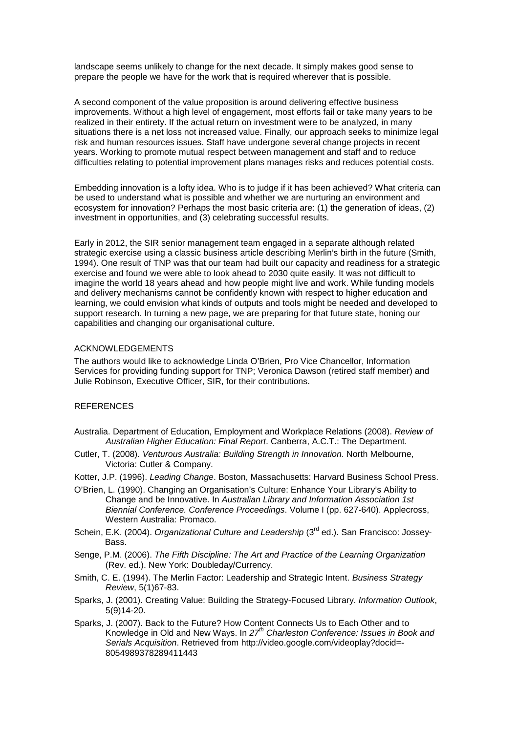landscape seems unlikely to change for the next decade. It simply makes good sense to prepare the people we have for the work that is required wherever that is possible.

A second component of the value proposition is around delivering effective business improvements. Without a high level of engagement, most efforts fail or take many years to be realized in their entirety. If the actual return on investment were to be analyzed, in many situations there is a net loss not increased value. Finally, our approach seeks to minimize legal risk and human resources issues. Staff have undergone several change projects in recent years. Working to promote mutual respect between management and staff and to reduce difficulties relating to potential improvement plans manages risks and reduces potential costs.

Embedding innovation is a lofty idea. Who is to judge if it has been achieved? What criteria can be used to understand what is possible and whether we are nurturing an environment and ecosystem for innovation? Perhaps the most basic criteria are: (1) the generation of ideas, (2) investment in opportunities, and (3) celebrating successful results.

Early in 2012, the SIR senior management team engaged in a separate although related strategic exercise using a classic business article describing Merlin's birth in the future (Smith, 1994). One result of TNP was that our team had built our capacity and readiness for a strategic exercise and found we were able to look ahead to 2030 quite easily. It was not difficult to imagine the world 18 years ahead and how people might live and work. While funding models and delivery mechanisms cannot be confidently known with respect to higher education and learning, we could envision what kinds of outputs and tools might be needed and developed to support research. In turning a new page, we are preparing for that future state, honing our capabilities and changing our organisational culture.

## ACKNOWLEDGEMENTS

The authors would like to acknowledge Linda O'Brien, Pro Vice Chancellor, Information Services for providing funding support for TNP; Veronica Dawson (retired staff member) and Julie Robinson, Executive Officer, SIR, for their contributions.

## REFERENCES

Australia. Department of Education, Employment and Workplace Relations (2008). *Review of Australian Higher Education: Final Report*. Canberra, A.C.T.: The Department.

Cutler, T. (2008). *Venturous Australia: Building Strength in Innovation*. North Melbourne, Victoria: Cutler & Company.

Kotter, J.P. (1996). *Leading Change*. Boston, Massachusetts: Harvard Business School Press.

O'Brien, L. (1990). Changing an Organisation's Culture: Enhance Your Library's Ability to Change and be Innovative. In *Australian Library and Information Association 1st Biennial Conference. Conference Proceedings*. Volume I (pp. 627-640). Applecross, Western Australia: Promaco.

Schein, E.K. (2004). *Organizational Culture and Leadership* (3rd ed.). San Francisco: Jossey-Bass.

Senge, P.M. (2006). *The Fifth Discipline: The Art and Practice of the Learning Organization* (Rev. ed.). New York: Doubleday/Currency.

Smith, C. E. (1994). The Merlin Factor: Leadership and Strategic Intent. *Business Strategy Review*, 5(1)67-83.

Sparks, J. (2001). Creating Value: Building the Strategy-Focused Library. *Information Outlook*, 5(9)14-20.

Sparks, J. (2007). Back to the Future? How Content Connects Us to Each Other and to Knowledge in Old and New Ways. In *27th Charleston Conference: Issues in Book and Serials Acquisition*. Retrieved from http://video.google.com/videoplay?docid=-8054989378289411443